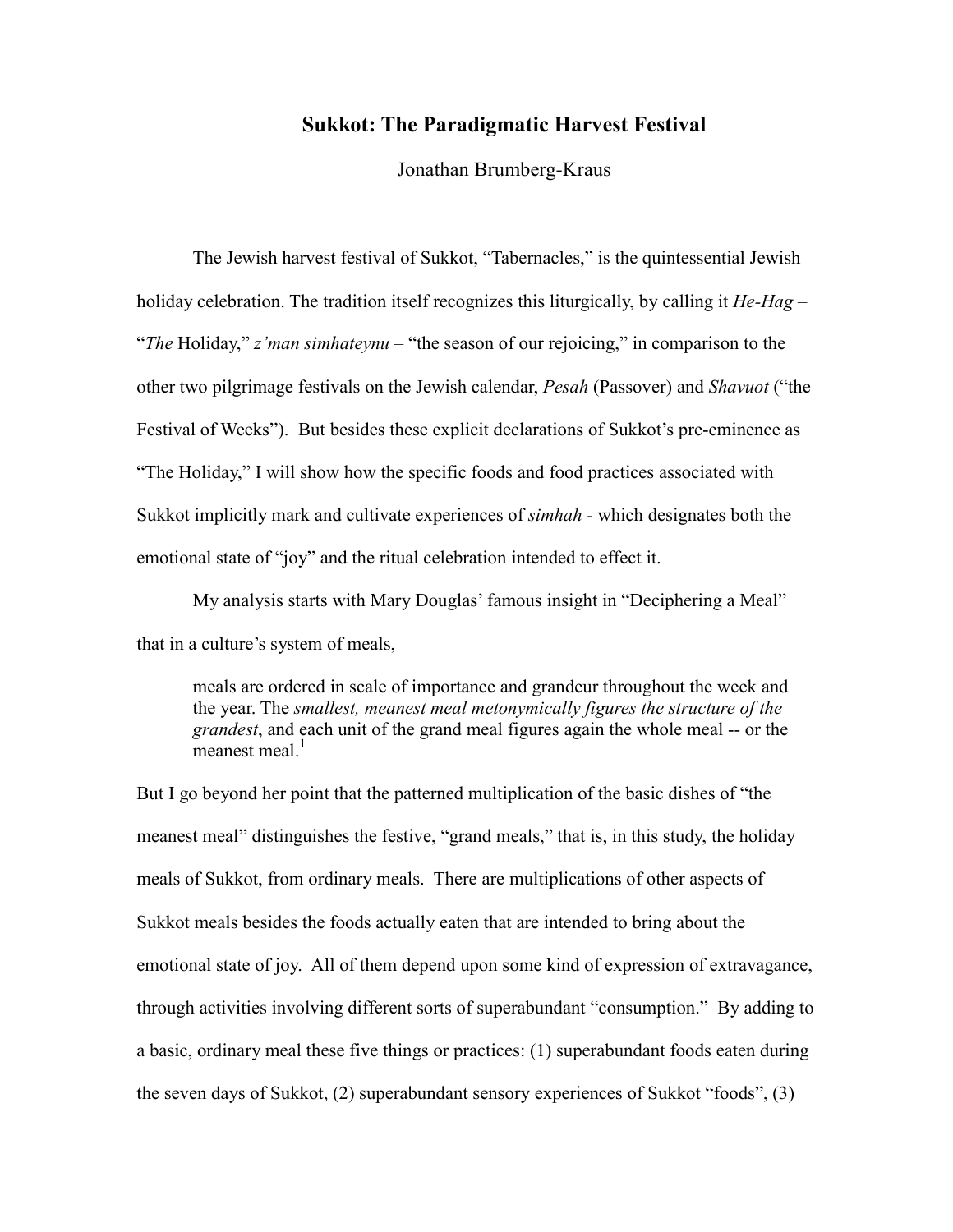# Sukkot: The Paradigmatic Harvest Festival

Jonathan Brumberg-Kraus

The Jewish harvest festival of Sukkot, "Tabernacles," is the quintessential Jewish holiday celebration. The tradition itself recognizes this liturgically, by calling it *He-Hag* – "*The* Holiday," *z'man simhateynu* – "the season of our rejoicing," in comparison to the other two pilgrimage festivals on the Jewish calendar, *Pesah* (Passover) and *Shavuot* ("the Festival of Weeks"). But besides these explicit declarations of Sukkot's pre-eminence as "The Holiday," I will show how the specific foods and food practices associated with Sukkot implicitly mark and cultivate experiences of *simhah* - which designates both the emotional state of "joy" and the ritual celebration intended to effect it.

My analysis starts with Mary Douglas' famous insight in "Deciphering a Meal" that in a culture's system of meals,

> meals are ordered in scale of importance and grandeur throughout the week and the year. The *smallest, meanest meal metonymically figures the structure of the grandest*, and each unit of the grand meal figures again the whole meal -- or the meanest meal.[1]

But I go beyond her point that the patterned multiplication of the basic dishes of "the meanest meal" distinguishes the festive, "grand meals," that is, in this study, the holiday meals of Sukkot, from ordinary meals. There are multiplications of other aspects of Sukkot meals besides the foods actually eaten that are intended to bring about the emotional state of joy. All of them depend upon some kind of expression of extravagance, through activities involving different sorts of superabundant "consumption." By adding to a basic, ordinary meal these five things or practices: (1) superabundant foods eaten during the seven days of Sukkot, (2) superabundant sensory experiences of Sukkot "foods", (3)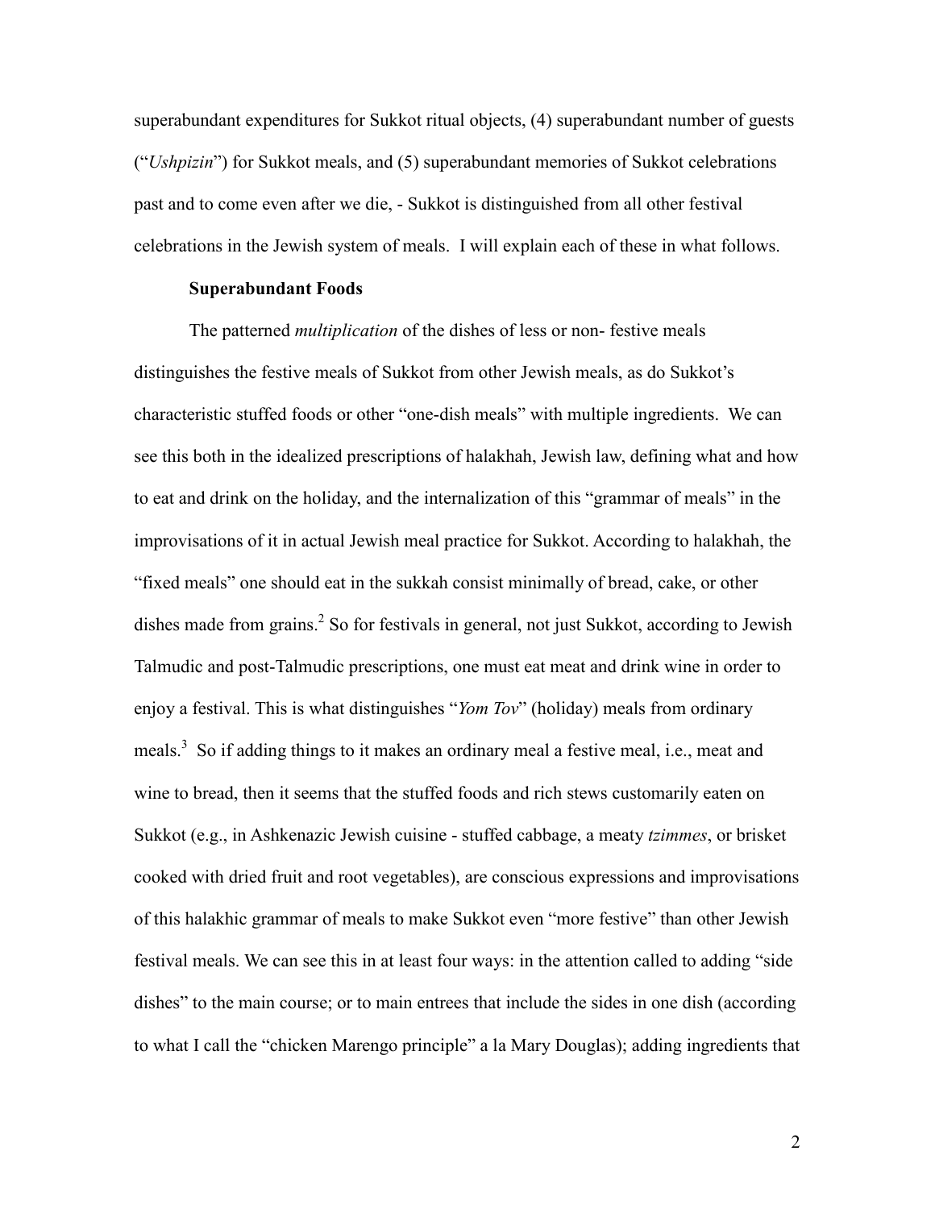superabundant expenditures for Sukkot ritual objects, (4) superabundant number of guests ("*Ushpizin*") for Sukkot meals, and (5) superabundant memories of Sukkot celebrations past and to come even after we die, - Sukkot is distinguished from all other festival celebrations in the Jewish system of meals. I will explain each of these in what follows.

### Superabundant Foods

The patterned *multiplication* of the dishes of less or non- festive meals distinguishes the festive meals of Sukkot from other Jewish meals, as do Sukkot's characteristic stuffed foods or other "one-dish meals" with multiple ingredients. We can see this both in the idealized prescriptions of halakhah, Jewish law, defining what and how to eat and drink on the holiday, and the internalization of this "grammar of meals" in the improvisations of it in actual Jewish meal practice for Sukkot. According to halakhah, the "fixed meals" one should eat in the sukkah consist minimally of bread, cake, or other dishes made from grains.[2] So for festivals in general, not just Sukkot, according to Jewish Talmudic and post-Talmudic prescriptions, one must eat meat and drink wine in order to enjoy a festival. This is what distinguishes "*Yom Tov*" (holiday) meals from ordinary meals.[3] So if adding things to it makes an ordinary meal a festive meal, i.e., meat and wine to bread, then it seems that the stuffed foods and rich stews customarily eaten on Sukkot (e.g., in Ashkenazic Jewish cuisine - stuffed cabbage, a meaty *tzimmes*, or brisket cooked with dried fruit and root vegetables), are conscious expressions and improvisations of this halakhic grammar of meals to make Sukkot even "more festive" than other Jewish festival meals. We can see this in at least four ways: in the attention called to adding "side dishes" to the main course; or to main entrees that include the sides in one dish (according to what I call the "chicken Marengo principle" a la Mary Douglas); adding ingredients that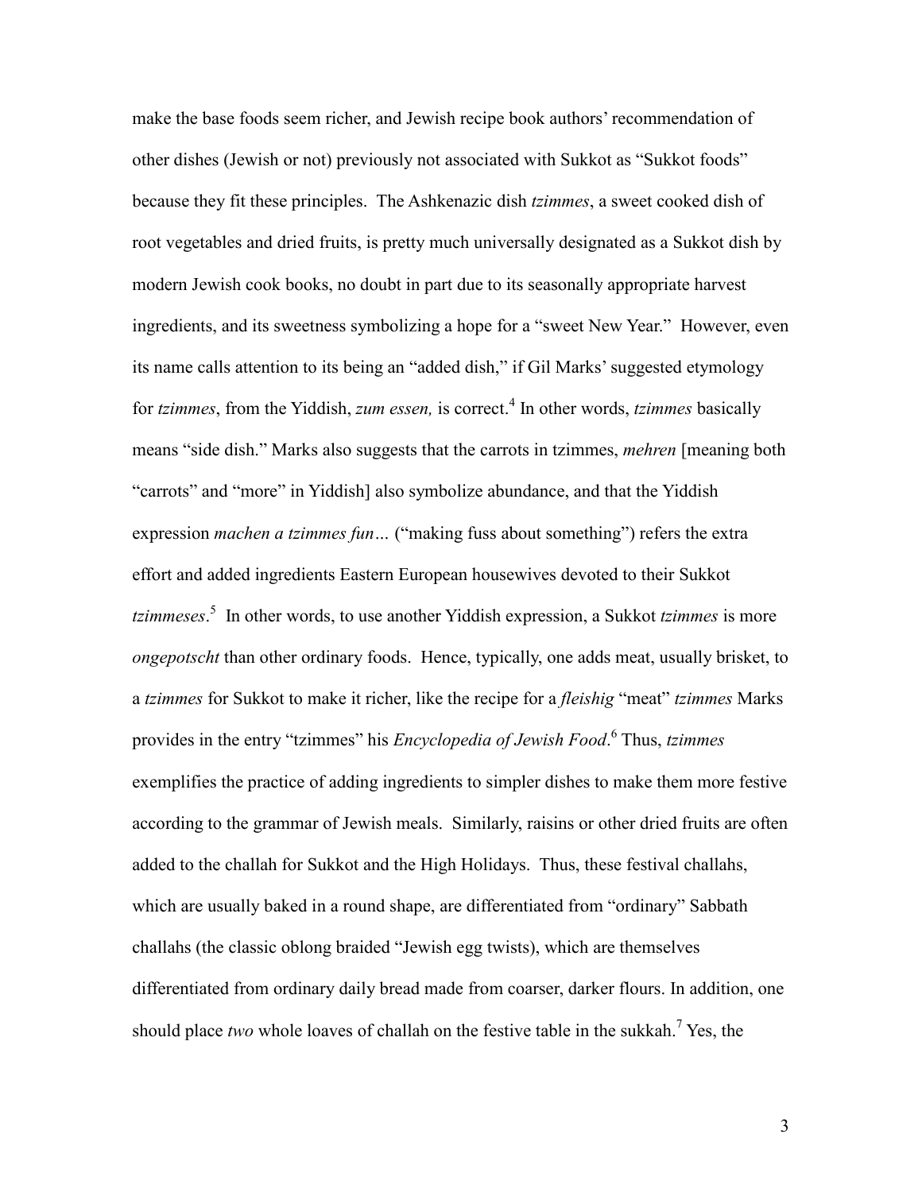make the base foods seem richer, and Jewish recipe book authors' recommendation of other dishes (Jewish or not) previously not associated with Sukkot as "Sukkot foods" because they fit these principles. The Ashkenazic dish *tzimmes*, a sweet cooked dish of root vegetables and dried fruits, is pretty much universally designated as a Sukkot dish by modern Jewish cook books, no doubt in part due to its seasonally appropriate harvest ingredients, and its sweetness symbolizing a hope for a "sweet New Year." However, even its name calls attention to its being an "added dish," if Gil Marks' suggested etymology for *tzimmes*, from the Yiddish, *zum essen,* is correct.[4] In other words, *tzimmes* basically means "side dish." Marks also suggests that the carrots in tzimmes, *mehren* [meaning both "carrots" and "more" in Yiddish] also symbolize abundance, and that the Yiddish expression *machen a tzimmes fun…* ("making fuss about something") refers the extra effort and added ingredients Eastern European housewives devoted to their Sukkot *tzimmeses*.[5] In other words, to use another Yiddish expression, a Sukkot *tzimmes* is more *ongepotscht* than other ordinary foods. Hence, typically, one adds meat, usually brisket, to a *tzimmes* for Sukkot to make it richer, like the recipe for a *fleishig* "meat" *tzimmes* Marks provides in the entry "tzimmes" his *Encyclopedia of Jewish Food*.[6] Thus, *tzimmes* exemplifies the practice of adding ingredients to simpler dishes to make them more festive according to the grammar of Jewish meals. Similarly, raisins or other dried fruits are often added to the challah for Sukkot and the High Holidays. Thus, these festival challahs, which are usually baked in a round shape, are differentiated from "ordinary" Sabbath challahs (the classic oblong braided "Jewish egg twists), which are themselves differentiated from ordinary daily bread made from coarser, darker flours. In addition, one should place *two* whole loaves of challah on the festive table in the sukkah.[7] Yes, the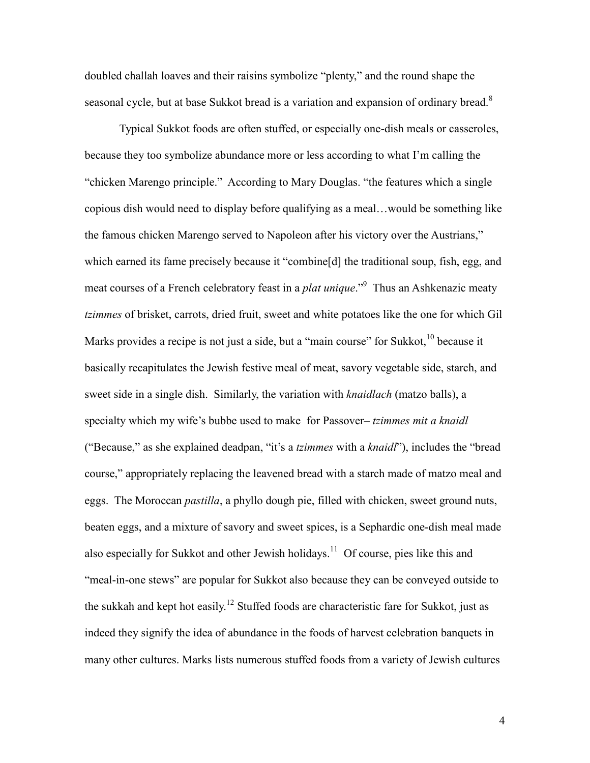doubled challah loaves and their raisins symbolize "plenty," and the round shape the seasonal cycle, but at base Sukkot bread is a variation and expansion of ordinary bread.[8]

Typical Sukkot foods are often stuffed, or especially one-dish meals or casseroles, because they too symbolize abundance more or less according to what I'm calling the "chicken Marengo principle." According to Mary Douglas. "the features which a single copious dish would need to display before qualifying as a meal…would be something like the famous chicken Marengo served to Napoleon after his victory over the Austrians," which earned its fame precisely because it "combine[d] the traditional soup, fish, egg, and meat courses of a French celebratory feast in a *plat unique*."[9] Thus an Ashkenazic meaty *tzimmes* of brisket, carrots, dried fruit, sweet and white potatoes like the one for which Gil Marks provides a recipe is not just a side, but a "main course" for Sukkot,[10] because it basically recapitulates the Jewish festive meal of meat, savory vegetable side, starch, and sweet side in a single dish. Similarly, the variation with *knaidlach* (matzo balls), a specialty which my wife's bubbe used to make for Passover– *tzimmes mit a knaidl* ("Because," as she explained deadpan, "it's a *tzimmes* with a *knaidl*"), includes the "bread course," appropriately replacing the leavened bread with a starch made of matzo meal and eggs. The Moroccan *pastilla*, a phyllo dough pie, filled with chicken, sweet ground nuts, beaten eggs, and a mixture of savory and sweet spices, is a Sephardic one-dish meal made also especially for Sukkot and other Jewish holidays.[11] Of course, pies like this and "meal-in-one stews" are popular for Sukkot also because they can be conveyed outside to the sukkah and kept hot easily.[12] Stuffed foods are characteristic fare for Sukkot, just as indeed they signify the idea of abundance in the foods of harvest celebration banquets in many other cultures. Marks lists numerous stuffed foods from a variety of Jewish cultures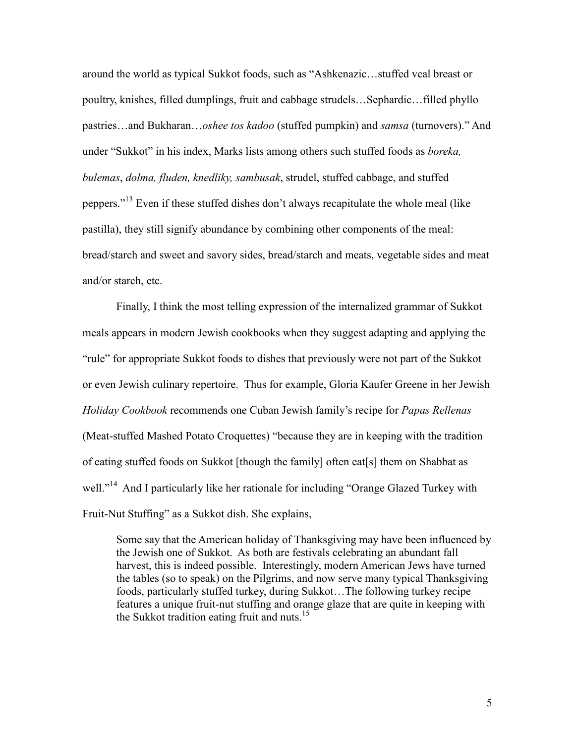around the world as typical Sukkot foods, such as "Ashkenazic…stuffed veal breast or poultry, knishes, filled dumplings, fruit and cabbage strudels…Sephardic…filled phyllo pastries…and Bukharan…*oshee tos kadoo* (stuffed pumpkin) and *samsa* (turnovers)." And under "Sukkot" in his index, Marks lists among others such stuffed foods as *boreka, bulemas*, *dolma, fluden, knedliky, sambusak*, strudel, stuffed cabbage, and stuffed peppers."[13] Even if these stuffed dishes don't always recapitulate the whole meal (like pastilla), they still signify abundance by combining other components of the meal: bread/starch and sweet and savory sides, bread/starch and meats, vegetable sides and meat and/or starch, etc.

Finally, I think the most telling expression of the internalized grammar of Sukkot meals appears in modern Jewish cookbooks when they suggest adapting and applying the "rule" for appropriate Sukkot foods to dishes that previously were not part of the Sukkot or even Jewish culinary repertoire. Thus for example, Gloria Kaufer Greene in her Jewish *Holiday Cookbook* recommends one Cuban Jewish family's recipe for *Papas Rellenas* (Meat-stuffed Mashed Potato Croquettes) "because they are in keeping with the tradition of eating stuffed foods on Sukkot [though the family] often eat[s] them on Shabbat as well."[14] And I particularly like her rationale for including "Orange Glazed Turkey with Fruit-Nut Stuffing" as a Sukkot dish. She explains,

> Some say that the American holiday of Thanksgiving may have been influenced by the Jewish one of Sukkot. As both are festivals celebrating an abundant fall harvest, this is indeed possible. Interestingly, modern American Jews have turned the tables (so to speak) on the Pilgrims, and now serve many typical Thanksgiving foods, particularly stuffed turkey, during Sukkot…The following turkey recipe features a unique fruit-nut stuffing and orange glaze that are quite in keeping with the Sukkot tradition eating fruit and nuts.[15]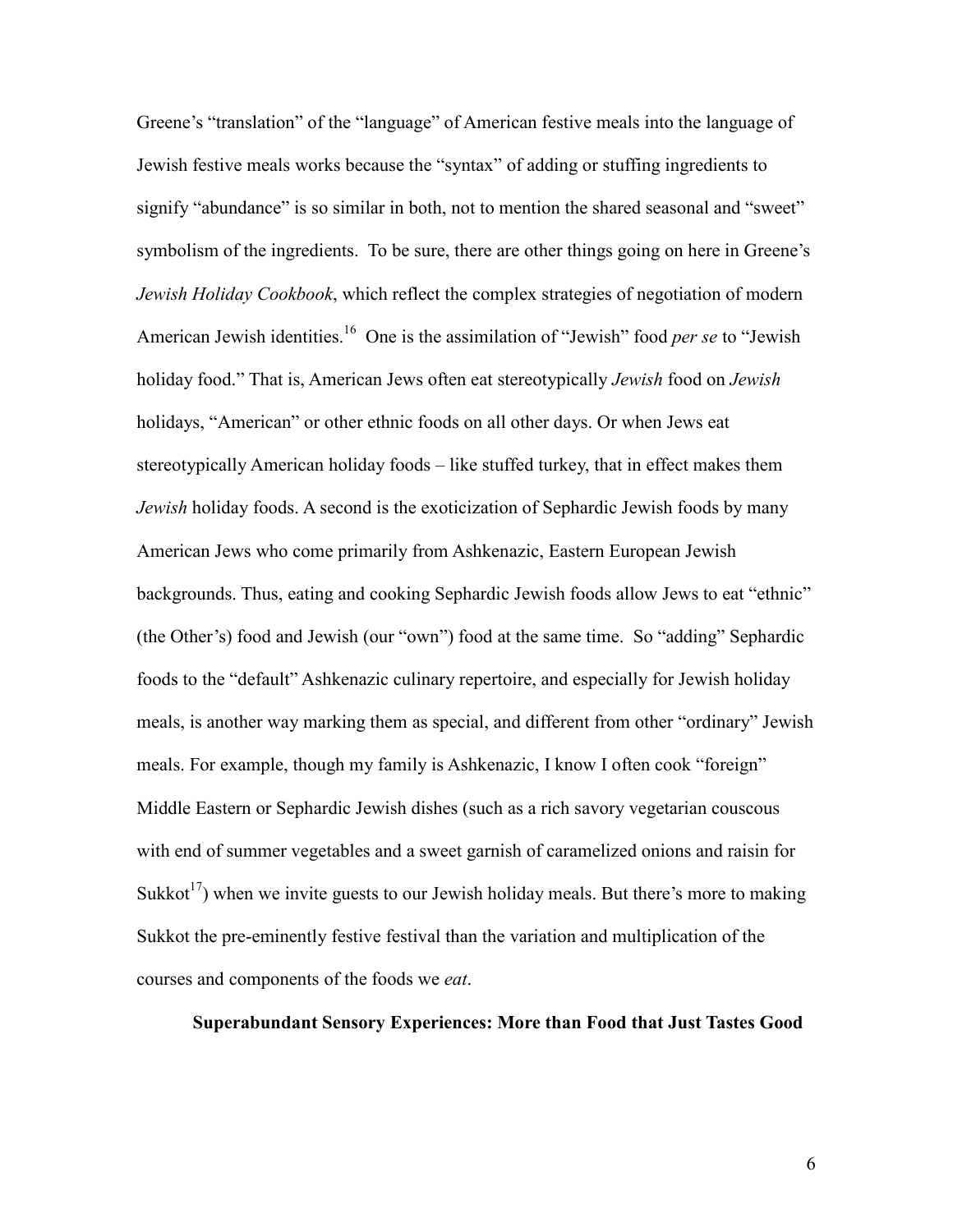Greene's "translation" of the "language" of American festive meals into the language of Jewish festive meals works because the "syntax" of adding or stuffing ingredients to signify "abundance" is so similar in both, not to mention the shared seasonal and "sweet" symbolism of the ingredients. To be sure, there are other things going on here in Greene's *Jewish Holiday Cookbook*, which reflect the complex strategies of negotiation of modern American Jewish identities.[16] One is the assimilation of "Jewish" food *per se* to "Jewish holiday food." That is, American Jews often eat stereotypically *Jewish* food on *Jewish* holidays, "American" or other ethnic foods on all other days. Or when Jews eat stereotypically American holiday foods – like stuffed turkey, that in effect makes them *Jewish* holiday foods. A second is the exoticization of Sephardic Jewish foods by many American Jews who come primarily from Ashkenazic, Eastern European Jewish backgrounds. Thus, eating and cooking Sephardic Jewish foods allow Jews to eat "ethnic" (the Other's) food and Jewish (our "own") food at the same time. So "adding" Sephardic foods to the "default" Ashkenazic culinary repertoire, and especially for Jewish holiday meals, is another way marking them as special, and different from other "ordinary" Jewish meals. For example, though my family is Ashkenazic, I know I often cook "foreign" Middle Eastern or Sephardic Jewish dishes (such as a rich savory vegetarian couscous with end of summer vegetables and a sweet garnish of caramelized onions and raisin for Sukkot[17]) when we invite guests to our Jewish holiday meals. But there's more to making Sukkot the pre-eminently festive festival than the variation and multiplication of the courses and components of the foods we *eat*.

**Superabundant Sensory Experiences: More than Food that Just Tastes Good**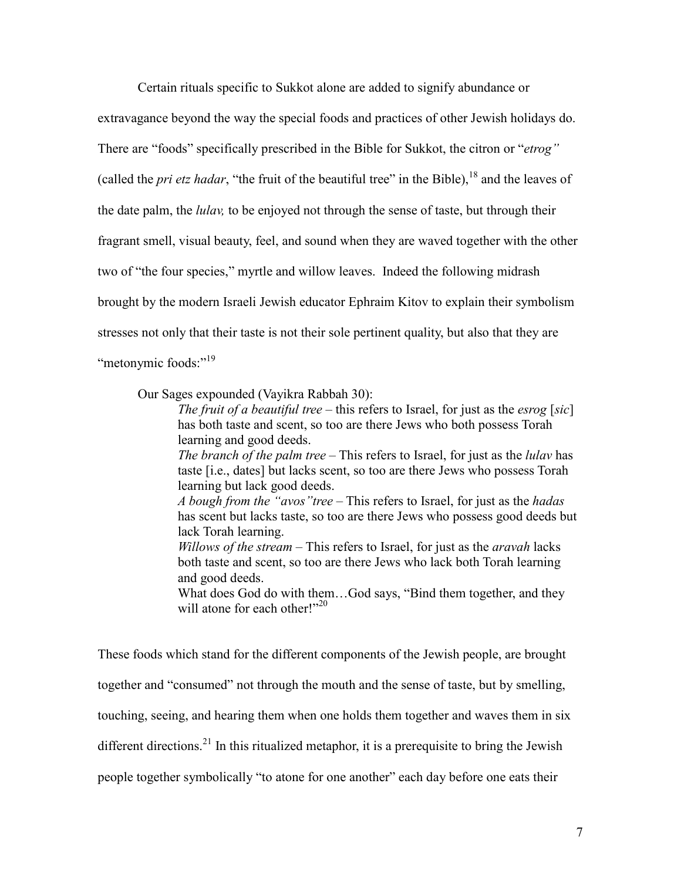Certain rituals specific to Sukkot alone are added to signify abundance or extravagance beyond the way the special foods and practices of other Jewish holidays do. There are "foods" specifically prescribed in the Bible for Sukkot, the citron or "*etrog"* (called the *pri etz hadar*, "the fruit of the beautiful tree" in the Bible),[18] and the leaves of the date palm, the *lulav,* to be enjoyed not through the sense of taste, but through their fragrant smell, visual beauty, feel, and sound when they are waved together with the other two of "the four species," myrtle and willow leaves. Indeed the following midrash brought by the modern Israeli Jewish educator Ephraim Kitov to explain their symbolism stresses not only that their taste is not their sole pertinent quality, but also that they are "metonymic foods:"[19]

> Our Sages expounded (Vayikra Rabbah 30):
>
> > *The fruit of a beautiful tree* – this refers to Israel, for just as the *esrog* [*sic*] has both taste and scent, so too are there Jews who both possess Torah learning and good deeds.
> >
> > *The branch of the palm tree* – This refers to Israel, for just as the *lulav* has taste [i.e., dates] but lacks scent, so too are there Jews who possess Torah learning but lack good deeds.
> >
> > *A bough from the "avos"tree* – This refers to Israel, for just as the *hadas* has scent but lacks taste, so too are there Jews who possess good deeds but lack Torah learning.
> >
> > *Willows of the stream* – This refers to Israel, for just as the *aravah* lacks both taste and scent, so too are there Jews who lack both Torah learning and good deeds.
> >
> > What does God do with them…God says, "Bind them together, and they will atone for each other!"[20]

These foods which stand for the different components of the Jewish people, are brought together and "consumed" not through the mouth and the sense of taste, but by smelling, touching, seeing, and hearing them when one holds them together and waves them in six different directions.[21] In this ritualized metaphor, it is a prerequisite to bring the Jewish people together symbolically "to atone for one another" each day before one eats their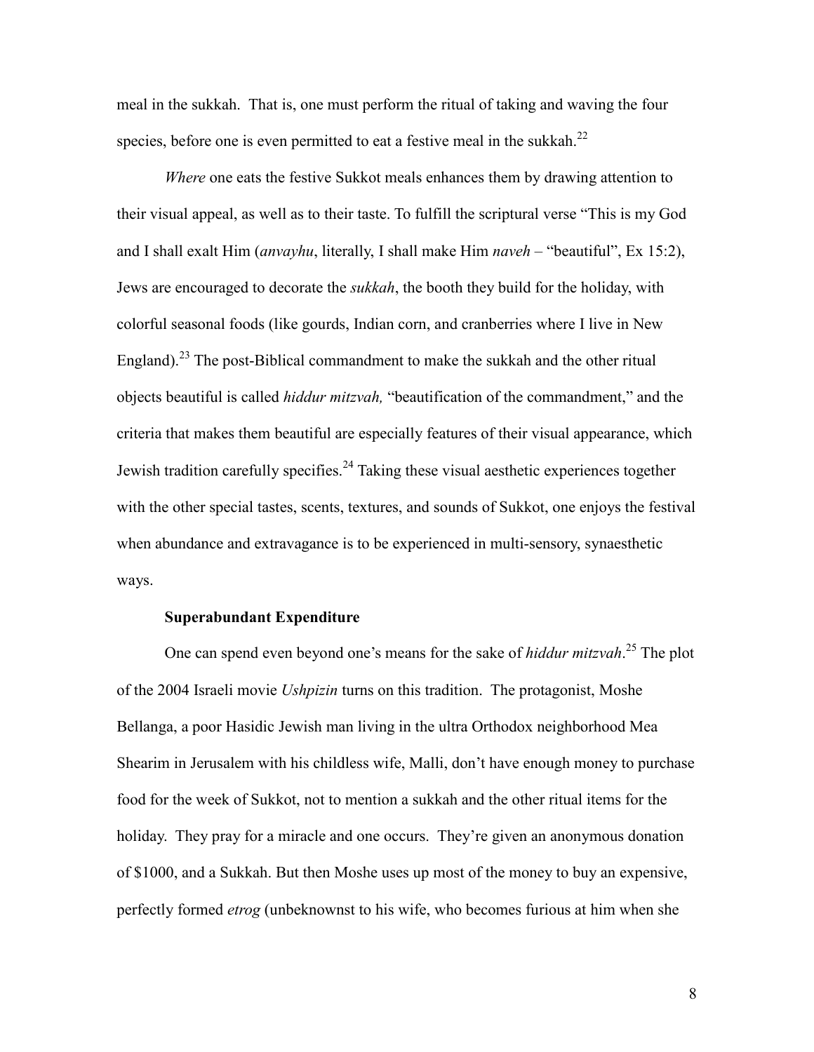meal in the sukkah. That is, one must perform the ritual of taking and waving the four species, before one is even permitted to eat a festive meal in the sukkah.[22]

*Where* one eats the festive Sukkot meals enhances them by drawing attention to their visual appeal, as well as to their taste. To fulfill the scriptural verse "This is my God and I shall exalt Him (*anvayhu*, literally, I shall make Him *naveh* – "beautiful", Ex 15:2), Jews are encouraged to decorate the *sukkah*, the booth they build for the holiday, with colorful seasonal foods (like gourds, Indian corn, and cranberries where I live in New England).[23] The post-Biblical commandment to make the sukkah and the other ritual objects beautiful is called *hiddur mitzvah,* "beautification of the commandment," and the criteria that makes them beautiful are especially features of their visual appearance, which Jewish tradition carefully specifies.[24] Taking these visual aesthetic experiences together with the other special tastes, scents, textures, and sounds of Sukkot, one enjoys the festival when abundance and extravagance is to be experienced in multi-sensory, synaesthetic ways.

**Superabundant Expenditure**

One can spend even beyond one's means for the sake of *hiddur mitzvah*.[25] The plot of the 2004 Israeli movie *Ushpizin* turns on this tradition. The protagonist, Moshe Bellanga, a poor Hasidic Jewish man living in the ultra Orthodox neighborhood Mea Shearim in Jerusalem with his childless wife, Malli, don't have enough money to purchase food for the week of Sukkot, not to mention a sukkah and the other ritual items for the holiday. They pray for a miracle and one occurs. They're given an anonymous donation of $1000, and a Sukkah. But then Moshe uses up most of the money to buy an expensive, perfectly formed *etrog* (unbeknownst to his wife, who becomes furious at him when she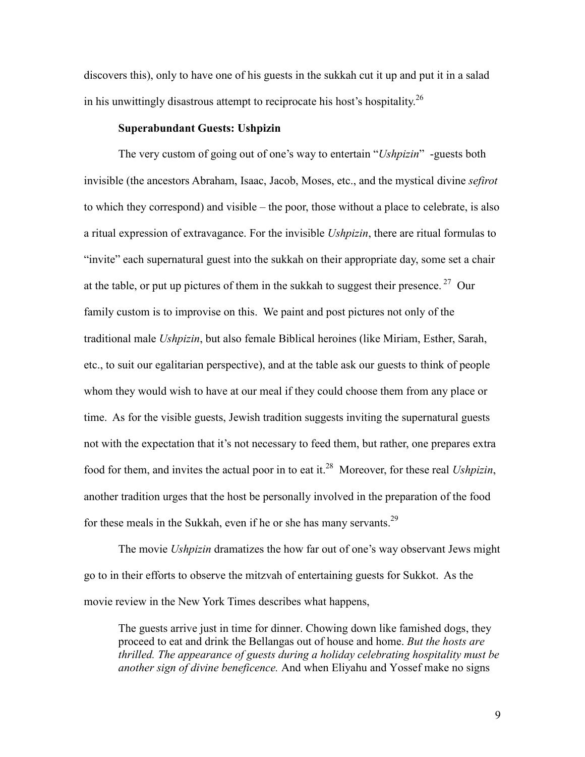discovers this), only to have one of his guests in the sukkah cut it up and put it in a salad in his unwittingly disastrous attempt to reciprocate his host's hospitality.[26]

**Superabundant Guests: Ushpizin**

The very custom of going out of one's way to entertain "*Ushpizin*" -guests both invisible (the ancestors Abraham, Isaac, Jacob, Moses, etc., and the mystical divine *sefirot* to which they correspond) and visible – the poor, those without a place to celebrate, is also a ritual expression of extravagance. For the invisible *Ushpizin*, there are ritual formulas to "invite" each supernatural guest into the sukkah on their appropriate day, some set a chair at the table, or put up pictures of them in the sukkah to suggest their presence.[27] Our family custom is to improvise on this. We paint and post pictures not only of the traditional male *Ushpizin*, but also female Biblical heroines (like Miriam, Esther, Sarah, etc., to suit our egalitarian perspective), and at the table ask our guests to think of people whom they would wish to have at our meal if they could choose them from any place or time. As for the visible guests, Jewish tradition suggests inviting the supernatural guests not with the expectation that it's not necessary to feed them, but rather, one prepares extra food for them, and invites the actual poor in to eat it.[28] Moreover, for these real *Ushpizin*, another tradition urges that the host be personally involved in the preparation of the food for these meals in the Sukkah, even if he or she has many servants.[29]

The movie *Ushpizin* dramatizes the how far out of one's way observant Jews might go to in their efforts to observe the mitzvah of entertaining guests for Sukkot. As the movie review in the New York Times describes what happens,

> The guests arrive just in time for dinner. Chowing down like famished dogs, they proceed to eat and drink the Bellangas out of house and home. *But the hosts are thrilled. The appearance of guests during a holiday celebrating hospitality must be another sign of divine beneficence.* And when Eliyahu and Yossef make no signs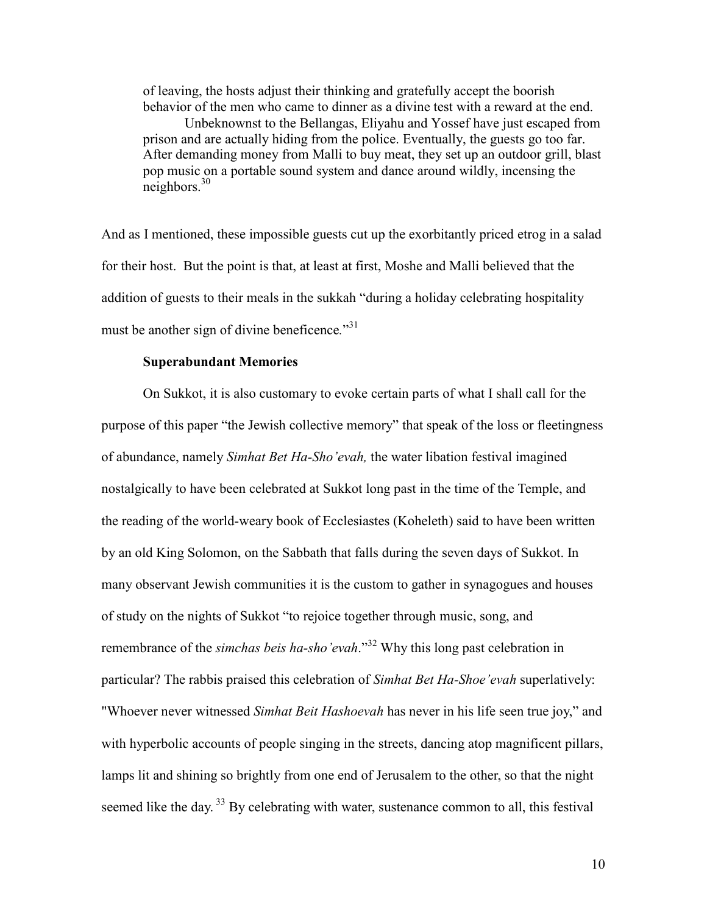> of leaving, the hosts adjust their thinking and gratefully accept the boorish behavior of the men who came to dinner as a divine test with a reward at the end.
>
> Unbeknownst to the Bellangas, Eliyahu and Yossef have just escaped from prison and are actually hiding from the police. Eventually, the guests go too far. After demanding money from Malli to buy meat, they set up an outdoor grill, blast pop music on a portable sound system and dance around wildly, incensing the neighbors.[30]

And as I mentioned, these impossible guests cut up the exorbitantly priced etrog in a salad for their host. But the point is that, at least at first, Moshe and Malli believed that the addition of guests to their meals in the sukkah "during a holiday celebrating hospitality must be another sign of divine beneficence."[31]

**Superabundant Memories**

On Sukkot, it is also customary to evoke certain parts of what I shall call for the purpose of this paper "the Jewish collective memory" that speak of the loss or fleetingness of abundance, namely *Simhat Bet Ha-Sho'evah,* the water libation festival imagined nostalgically to have been celebrated at Sukkot long past in the time of the Temple, and the reading of the world-weary book of Ecclesiastes (Koheleth) said to have been written by an old King Solomon, on the Sabbath that falls during the seven days of Sukkot. In many observant Jewish communities it is the custom to gather in synagogues and houses of study on the nights of Sukkot "to rejoice together through music, song, and remembrance of the *simchas beis ha-sho'evah*."[32] Why this long past celebration in particular? The rabbis praised this celebration of *Simhat Bet Ha-Shoe'evah* superlatively: "Whoever never witnessed *Simhat Beit Hashoevah* has never in his life seen true joy," and with hyperbolic accounts of people singing in the streets, dancing atop magnificent pillars, lamps lit and shining so brightly from one end of Jerusalem to the other, so that the night seemed like the day.[33] By celebrating with water, sustenance common to all, this festival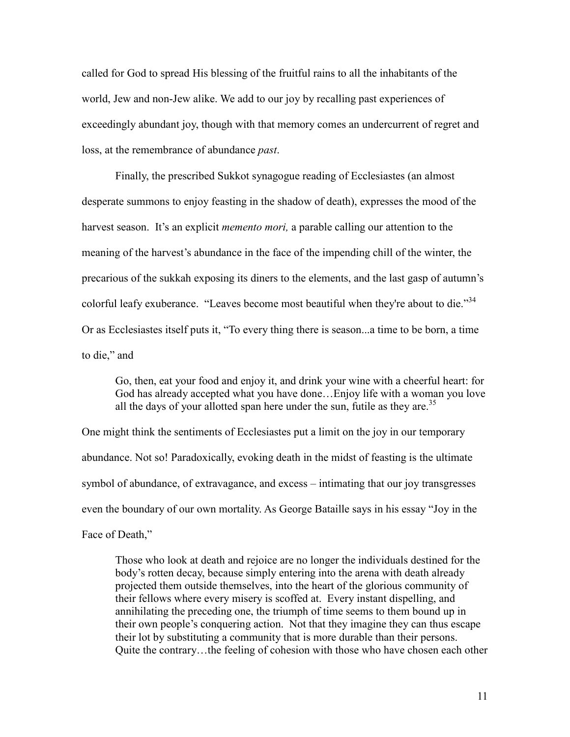called for God to spread His blessing of the fruitful rains to all the inhabitants of the world, Jew and non-Jew alike. We add to our joy by recalling past experiences of exceedingly abundant joy, though with that memory comes an undercurrent of regret and loss, at the remembrance of abundance *past*.

Finally, the prescribed Sukkot synagogue reading of Ecclesiastes (an almost desperate summons to enjoy feasting in the shadow of death), expresses the mood of the harvest season. It's an explicit *memento mori,* a parable calling our attention to the meaning of the harvest's abundance in the face of the impending chill of the winter, the precarious of the sukkah exposing its diners to the elements, and the last gasp of autumn's colorful leafy exuberance. "Leaves become most beautiful when they're about to die."[34] Or as Ecclesiastes itself puts it, "To every thing there is season...a time to be born, a time to die," and

> Go, then, eat your food and enjoy it, and drink your wine with a cheerful heart: for God has already accepted what you have done…Enjoy life with a woman you love all the days of your allotted span here under the sun, futile as they are.[35]

One might think the sentiments of Ecclesiastes put a limit on the joy in our temporary abundance. Not so! Paradoxically, evoking death in the midst of feasting is the ultimate symbol of abundance, of extravagance, and excess – intimating that our joy transgresses even the boundary of our own mortality. As George Bataille says in his essay "Joy in the Face of Death,"

> Those who look at death and rejoice are no longer the individuals destined for the body's rotten decay, because simply entering into the arena with death already projected them outside themselves, into the heart of the glorious community of their fellows where every misery is scoffed at. Every instant dispelling, and annihilating the preceding one, the triumph of time seems to them bound up in their own people's conquering action. Not that they imagine they can thus escape their lot by substituting a community that is more durable than their persons. Quite the contrary…the feeling of cohesion with those who have chosen each other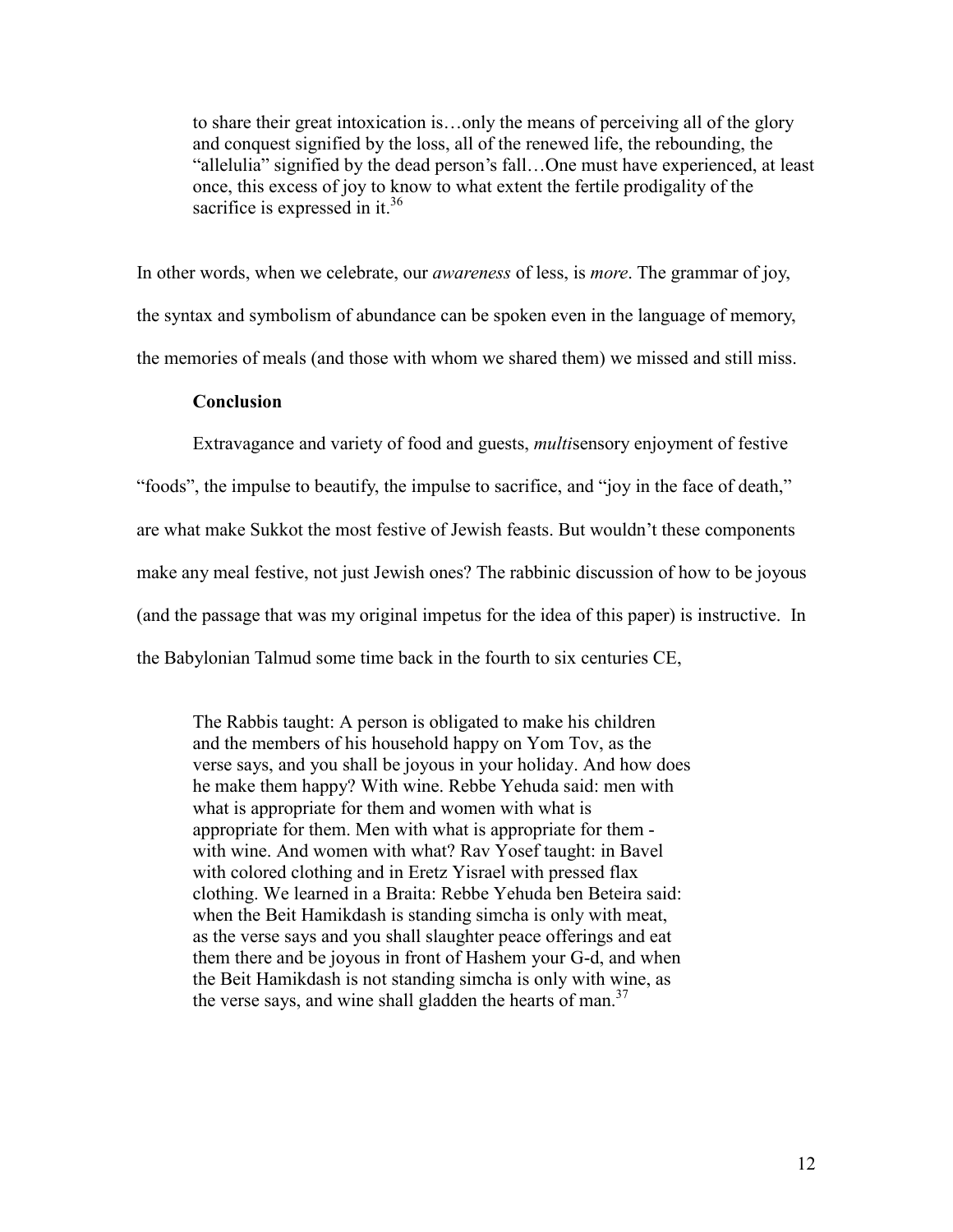> to share their great intoxication is…only the means of perceiving all of the glory and conquest signified by the loss, all of the renewed life, the rebounding, the "allelulia" signified by the dead person's fall…One must have experienced, at least once, this excess of joy to know to what extent the fertile prodigality of the sacrifice is expressed in it.[36]

In other words, when we celebrate, our *awareness* of less, is *more*. The grammar of joy, the syntax and symbolism of abundance can be spoken even in the language of memory, the memories of meals (and those with whom we shared them) we missed and still miss.

## Conclusion

Extravagance and variety of food and guests, *multi*sensory enjoyment of festive "foods", the impulse to beautify, the impulse to sacrifice, and "joy in the face of death," are what make Sukkot the most festive of Jewish feasts. But wouldn't these components make any meal festive, not just Jewish ones? The rabbinic discussion of how to be joyous (and the passage that was my original impetus for the idea of this paper) is instructive. In the Babylonian Talmud some time back in the fourth to six centuries CE,

> The Rabbis taught: A person is obligated to make his children and the members of his household happy on Yom Tov, as the verse says, and you shall be joyous in your holiday. And how does he make them happy? With wine. Rebbe Yehuda said: men with what is appropriate for them and women with what is appropriate for them. Men with what is appropriate for them - with wine. And women with what? Rav Yosef taught: in Bavel with colored clothing and in Eretz Yisrael with pressed flax clothing. We learned in a Braita: Rebbe Yehuda ben Beteira said: when the Beit Hamikdash is standing simcha is only with meat, as the verse says and you shall slaughter peace offerings and eat them there and be joyous in front of Hashem your G-d, and when the Beit Hamikdash is not standing simcha is only with wine, as the verse says, and wine shall gladden the hearts of man.[37]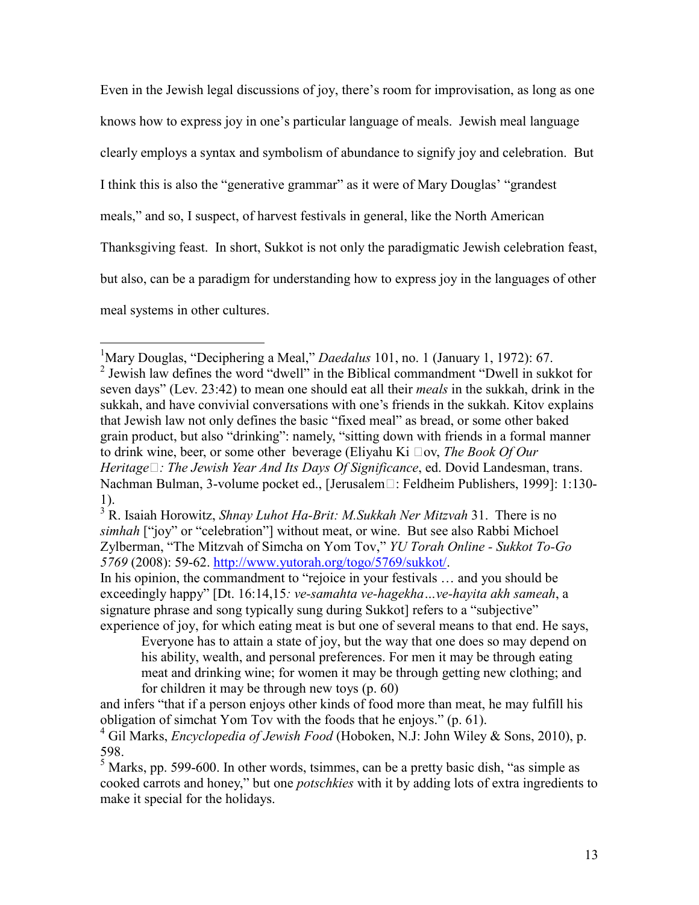Even in the Jewish legal discussions of joy, there's room for improvisation, as long as one knows how to express joy in one's particular language of meals. Jewish meal language clearly employs a syntax and symbolism of abundance to signify joy and celebration. But I think this is also the "generative grammar" as it were of Mary Douglas' "grandest meals," and so, I suspect, of harvest festivals in general, like the North American Thanksgiving feast. In short, Sukkot is not only the paradigmatic Jewish celebration feast, but also, can be a paradigm for understanding how to express joy in the languages of other meal systems in other cultures.

---

[1]Mary Douglas, "Deciphering a Meal," *Daedalus* 101, no. 1 (January 1, 1972): 67.

[2] Jewish law defines the word "dwell" in the Biblical commandment "Dwell in sukkot for seven days" (Lev. 23:42) to mean one should eat all their *meals* in the sukkah, drink in the sukkah, and have convivial conversations with one's friends in the sukkah. Kitov explains that Jewish law not only defines the basic "fixed meal" as bread, or some other baked grain product, but also "drinking": namely, "sitting down with friends in a formal manner to drink wine, beer, or some other beverage (Eliyahu Ki □ov, *The Book Of Our Heritage□: The Jewish Year And Its Days Of Significance*, ed. Dovid Landesman, trans. Nachman Bulman, 3-volume pocket ed., [Jerusalem□: Feldheim Publishers, 1999]: 1:130-1).

[3] R. Isaiah Horowitz, *Shnay Luhot Ha-Brit: M.Sukkah Ner Mitzvah* 31. There is no *simhah* ["joy" or "celebration"] without meat, or wine. But see also Rabbi Michoel Zylberman, "The Mitzvah of Simcha on Yom Tov," *YU Torah Online - Sukkot To-Go 5769* (2008): 59-62. http://www.yutorah.org/togo/5769/sukkot/.
In his opinion, the commandment to "rejoice in your festivals … and you should be exceedingly happy" [Dt. 16:14,15*: ve-samahta ve-hagekha…ve-hayita akh sameah*, a signature phrase and song typically sung during Sukkot] refers to a "subjective" experience of joy, for which eating meat is but one of several means to that end. He says,

> Everyone has to attain a state of joy, but the way that one does so may depend on his ability, wealth, and personal preferences. For men it may be through eating meat and drinking wine; for women it may be through getting new clothing; and for children it may be through new toys (p. 60)

and infers "that if a person enjoys other kinds of food more than meat, he may fulfill his obligation of simchat Yom Tov with the foods that he enjoys." (p. 61).

[4] Gil Marks, *Encyclopedia of Jewish Food* (Hoboken, N.J: John Wiley & Sons, 2010), p. 598.

[5] Marks, pp. 599-600. In other words, tsimmes, can be a pretty basic dish, "as simple as cooked carrots and honey," but one *potschkies* with it by adding lots of extra ingredients to make it special for the holidays.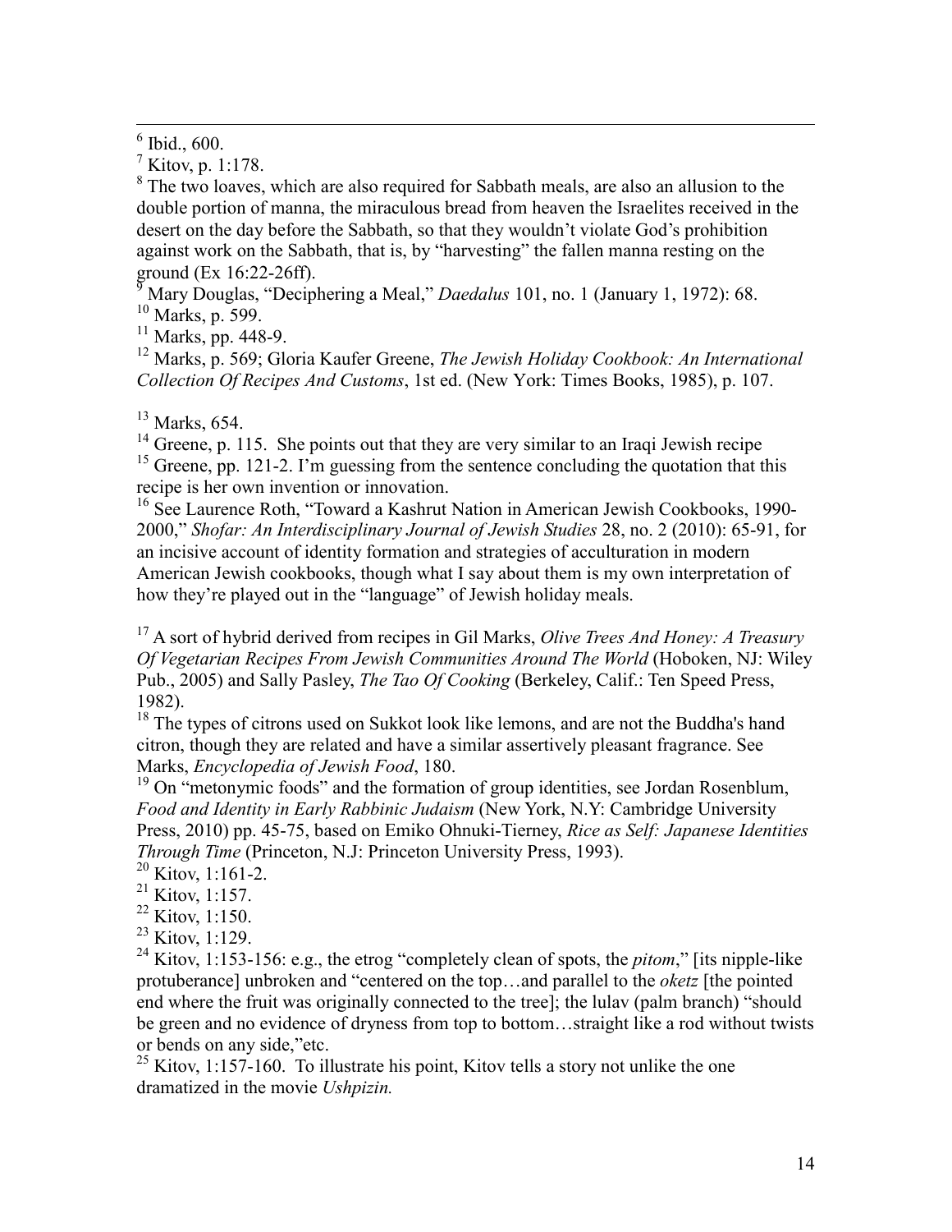[6] Ibid., 600.

[7] Kitov, p. 1:178.

[8] The two loaves, which are also required for Sabbath meals, are also an allusion to the double portion of manna, the miraculous bread from heaven the Israelites received in the desert on the day before the Sabbath, so that they wouldn't violate God's prohibition against work on the Sabbath, that is, by "harvesting" the fallen manna resting on the ground (Ex 16:22-26ff).

[9] Mary Douglas, "Deciphering a Meal," *Daedalus* 101, no. 1 (January 1, 1972): 68.

[10] Marks, p. 599.

[11] Marks, pp. 448-9.

[12] Marks, p. 569; Gloria Kaufer Greene, *The Jewish Holiday Cookbook: An International Collection Of Recipes And Customs*, 1st ed. (New York: Times Books, 1985), p. 107.

[13] Marks, 654.

[14] Greene, p. 115. She points out that they are very similar to an Iraqi Jewish recipe

[15] Greene, pp. 121-2. I'm guessing from the sentence concluding the quotation that this recipe is her own invention or innovation.

[16] See Laurence Roth, "Toward a Kashrut Nation in American Jewish Cookbooks, 1990-2000," *Shofar: An Interdisciplinary Journal of Jewish Studies* 28, no. 2 (2010): 65-91, for an incisive account of identity formation and strategies of acculturation in modern American Jewish cookbooks, though what I say about them is my own interpretation of how they're played out in the "language" of Jewish holiday meals.

[17] A sort of hybrid derived from recipes in Gil Marks, *Olive Trees And Honey: A Treasury Of Vegetarian Recipes From Jewish Communities Around The World* (Hoboken, NJ: Wiley Pub., 2005) and Sally Pasley, *The Tao Of Cooking* (Berkeley, Calif.: Ten Speed Press, 1982).

[18] The types of citrons used on Sukkot look like lemons, and are not the Buddha's hand citron, though they are related and have a similar assertively pleasant fragrance. See Marks, *Encyclopedia of Jewish Food*, 180.

[19] On "metonymic foods" and the formation of group identities, see Jordan Rosenblum, *Food and Identity in Early Rabbinic Judaism* (New York, N.Y: Cambridge University Press, 2010) pp. 45-75, based on Emiko Ohnuki-Tierney, *Rice as Self: Japanese Identities Through Time* (Princeton, N.J: Princeton University Press, 1993).

[20] Kitov, 1:161-2.

[21] Kitov, 1:157.

[22] Kitov, 1:150.

[23] Kitov, 1:129.

[24] Kitov, 1:153-156: e.g., the etrog "completely clean of spots, the *pitom*," [its nipple-like protuberance] unbroken and "centered on the top…and parallel to the *oketz* [the pointed end where the fruit was originally connected to the tree]; the lulav (palm branch) "should be green and no evidence of dryness from top to bottom…straight like a rod without twists or bends on any side,"etc.

[25] Kitov, 1:157-160. To illustrate his point, Kitov tells a story not unlike the one dramatized in the movie *Ushpizin.*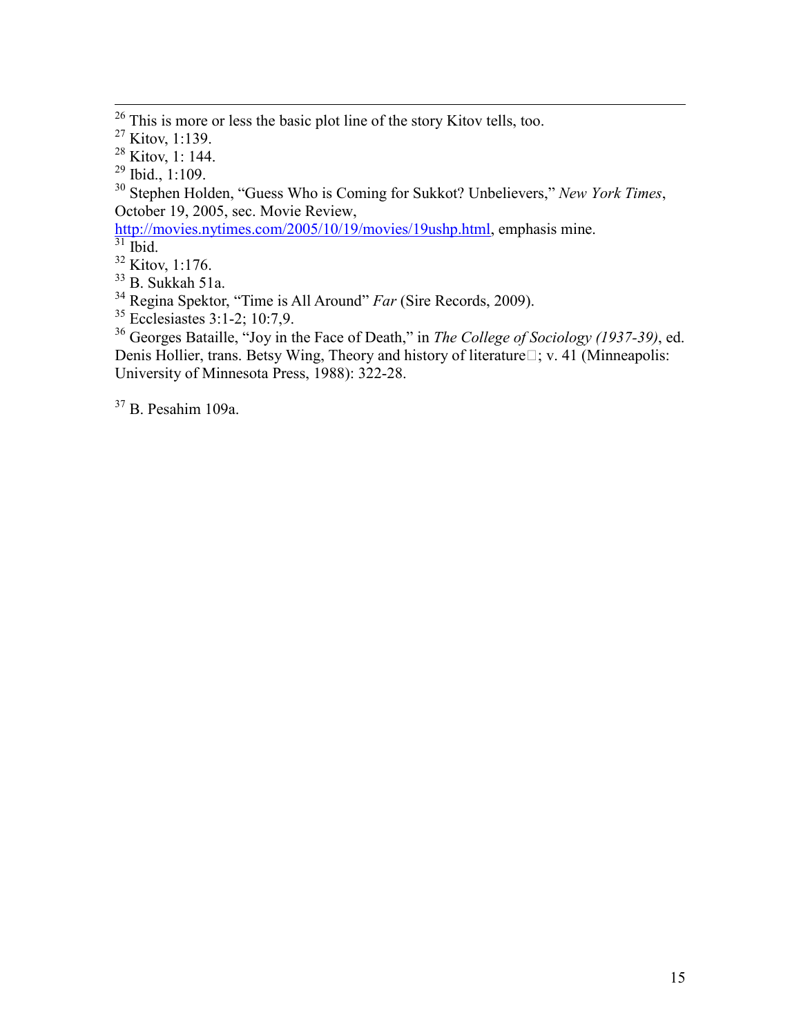[26] This is more or less the basic plot line of the story Kitov tells, too.

[27] Kitov, 1:139.

[28] Kitov, 1: 144.

[29] Ibid., 1:109.

[30] Stephen Holden, "Guess Who is Coming for Sukkot? Unbelievers," *New York Times*, October 19, 2005, sec. Movie Review, http://movies.nytimes.com/2005/10/19/movies/19ushp.html, emphasis mine.

[31] Ibid.

[32] Kitov, 1:176.

[33] B. Sukkah 51a.

[34] Regina Spektor, "Time is All Around" *Far* (Sire Records, 2009).

[35] Ecclesiastes 3:1-2; 10:7,9.

[36] Georges Bataille, "Joy in the Face of Death," in *The College of Sociology (1937-39)*, ed. Denis Hollier, trans. Betsy Wing, Theory and history of literature□; v. 41 (Minneapolis: University of Minnesota Press, 1988): 322-28.

[37] B. Pesahim 109a.